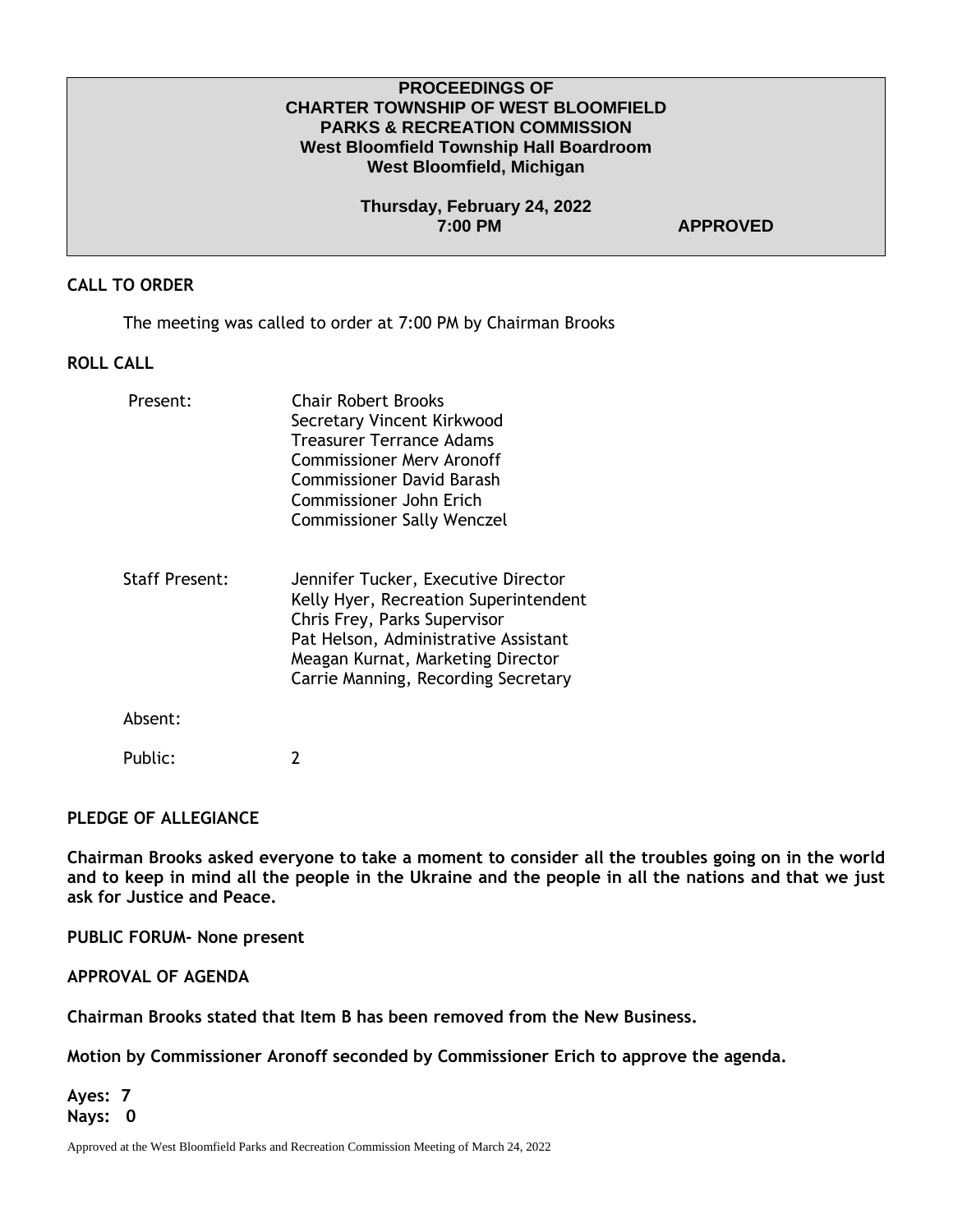**PROCEEDINGS OF**
**CHARTER TOWNSHIP OF WEST BLOOMFIELD**
**PARKS & RECREATION COMMISSION**
**West Bloomfield Township Hall Boardroom**
**West Bloomfield, Michigan**

**Thursday, February 24, 2022**
**7:00 PM** **APPROVED**

## CALL TO ORDER

The meeting was called to order at 7:00 PM by Chairman Brooks

## ROLL CALL

| | |
|---|---|
| Present: | Chair Robert Brooks<br>Secretary Vincent Kirkwood<br>Treasurer Terrance Adams<br>Commissioner Merv Aronoff<br>Commissioner David Barash<br>Commissioner John Erich<br>Commissioner Sally Wenczel |
| Staff Present: | Jennifer Tucker, Executive Director<br>Kelly Hyer, Recreation Superintendent<br>Chris Frey, Parks Supervisor<br>Pat Helson, Administrative Assistant<br>Meagan Kurnat, Marketing Director<br>Carrie Manning, Recording Secretary |
| Absent: | |
| Public: | 2 |

## PLEDGE OF ALLEGIANCE

**Chairman Brooks asked everyone to take a moment to consider all the troubles going on in the world and to keep in mind all the people in the Ukraine and the people in all the nations and that we just ask for Justice and Peace.**

**PUBLIC FORUM- None present**

**APPROVAL OF AGENDA**

**Chairman Brooks stated that Item B has been removed from the New Business.**

**Motion by Commissioner Aronoff seconded by Commissioner Erich to approve the agenda.**

**Ayes: 7**
**Nays: 0**

Approved at the West Bloomfield Parks and Recreation Commission Meeting of March 24, 2022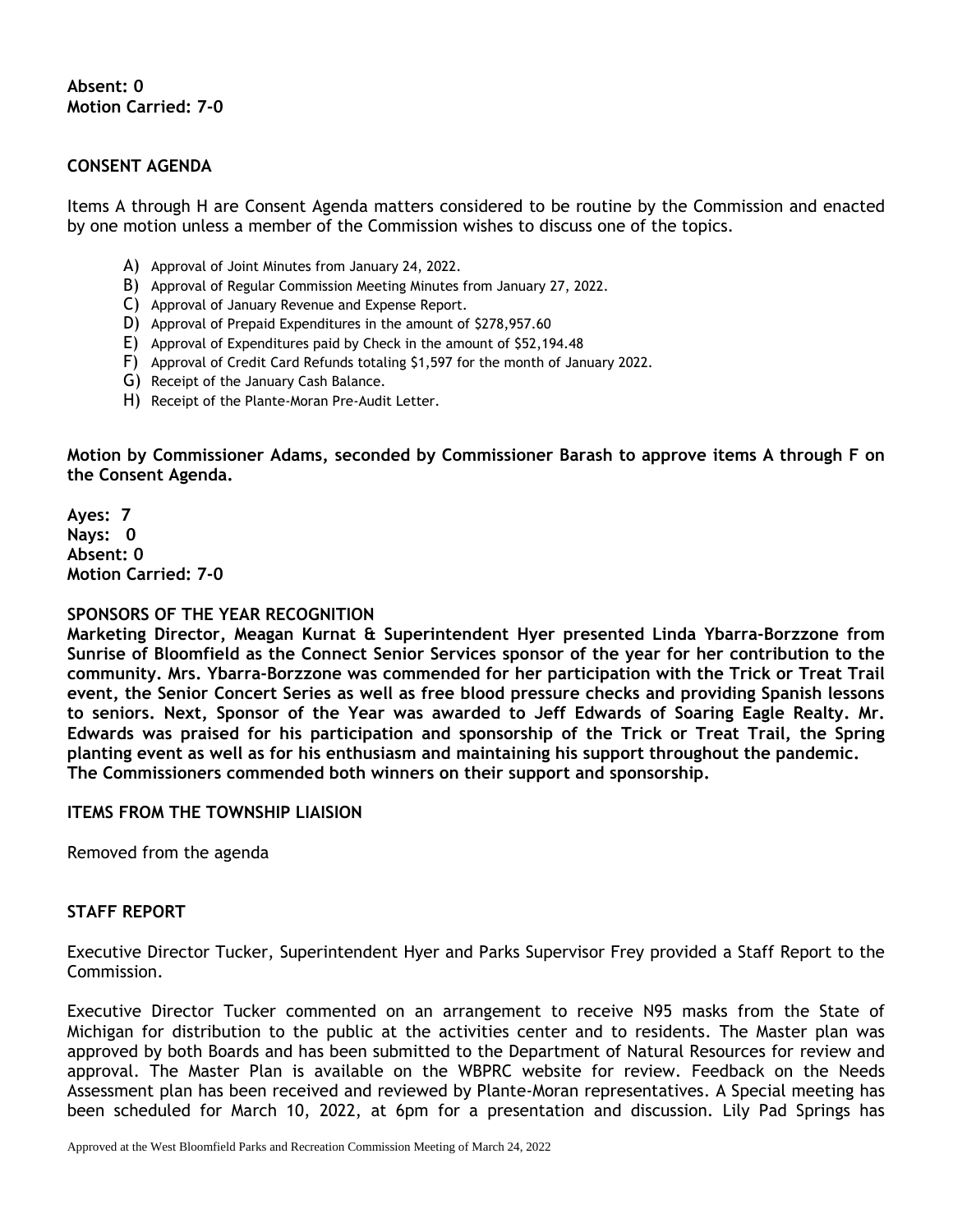**Absent: 0**
**Motion Carried: 7-0**

**CONSENT AGENDA**

Items A through H are Consent Agenda matters considered to be routine by the Commission and enacted by one motion unless a member of the Commission wishes to discuss one of the topics.

A) Approval of Joint Minutes from January 24, 2022.
B) Approval of Regular Commission Meeting Minutes from January 27, 2022.
C) Approval of January Revenue and Expense Report.
D) Approval of Prepaid Expenditures in the amount of $278,957.60
E) Approval of Expenditures paid by Check in the amount of $52,194.48
F) Approval of Credit Card Refunds totaling $1,597 for the month of January 2022.
G) Receipt of the January Cash Balance.
H) Receipt of the Plante-Moran Pre-Audit Letter.

**Motion by Commissioner Adams, seconded by Commissioner Barash to approve items A through F on the Consent Agenda.**

**Ayes: 7**
**Nays: 0**
**Absent: 0**
**Motion Carried: 7-0**

**SPONSORS OF THE YEAR RECOGNITION**
**Marketing Director, Meagan Kurnat & Superintendent Hyer presented Linda Ybarra-Borzzone from Sunrise of Bloomfield as the Connect Senior Services sponsor of the year for her contribution to the community. Mrs. Ybarra-Borzzone was commended for her participation with the Trick or Treat Trail event, the Senior Concert Series as well as free blood pressure checks and providing Spanish lessons to seniors. Next, Sponsor of the Year was awarded to Jeff Edwards of Soaring Eagle Realty. Mr. Edwards was praised for his participation and sponsorship of the Trick or Treat Trail, the Spring planting event as well as for his enthusiasm and maintaining his support throughout the pandemic. The Commissioners commended both winners on their support and sponsorship.**

**ITEMS FROM THE TOWNSHIP LIAISION**

Removed from the agenda

**STAFF REPORT**

Executive Director Tucker, Superintendent Hyer and Parks Supervisor Frey provided a Staff Report to the Commission.

Executive Director Tucker commented on an arrangement to receive N95 masks from the State of Michigan for distribution to the public at the activities center and to residents. The Master plan was approved by both Boards and has been submitted to the Department of Natural Resources for review and approval. The Master Plan is available on the WBPRC website for review. Feedback on the Needs Assessment plan has been received and reviewed by Plante-Moran representatives. A Special meeting has been scheduled for March 10, 2022, at 6pm for a presentation and discussion. Lily Pad Springs has

Approved at the West Bloomfield Parks and Recreation Commission Meeting of March 24, 2022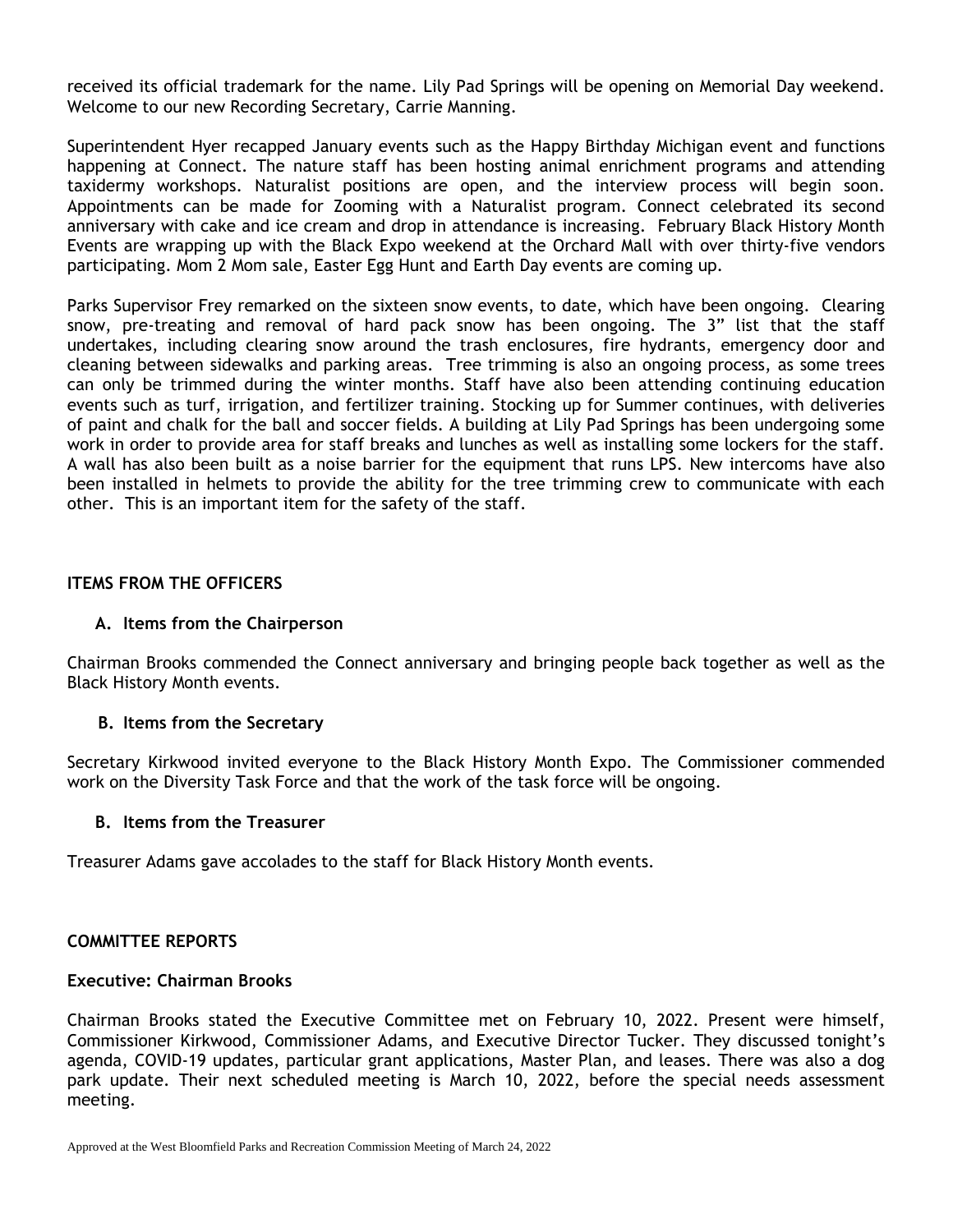received its official trademark for the name. Lily Pad Springs will be opening on Memorial Day weekend. Welcome to our new Recording Secretary, Carrie Manning.

Superintendent Hyer recapped January events such as the Happy Birthday Michigan event and functions happening at Connect. The nature staff has been hosting animal enrichment programs and attending taxidermy workshops. Naturalist positions are open, and the interview process will begin soon. Appointments can be made for Zooming with a Naturalist program. Connect celebrated its second anniversary with cake and ice cream and drop in attendance is increasing. February Black History Month Events are wrapping up with the Black Expo weekend at the Orchard Mall with over thirty-five vendors participating. Mom 2 Mom sale, Easter Egg Hunt and Earth Day events are coming up.

Parks Supervisor Frey remarked on the sixteen snow events, to date, which have been ongoing. Clearing snow, pre-treating and removal of hard pack snow has been ongoing. The 3" list that the staff undertakes, including clearing snow around the trash enclosures, fire hydrants, emergency door and cleaning between sidewalks and parking areas. Tree trimming is also an ongoing process, as some trees can only be trimmed during the winter months. Staff have also been attending continuing education events such as turf, irrigation, and fertilizer training. Stocking up for Summer continues, with deliveries of paint and chalk for the ball and soccer fields. A building at Lily Pad Springs has been undergoing some work in order to provide area for staff breaks and lunches as well as installing some lockers for the staff. A wall has also been built as a noise barrier for the equipment that runs LPS. New intercoms have also been installed in helmets to provide the ability for the tree trimming crew to communicate with each other. This is an important item for the safety of the staff.

## ITEMS FROM THE OFFICERS

### A. Items from the Chairperson

Chairman Brooks commended the Connect anniversary and bringing people back together as well as the Black History Month events.

### B. Items from the Secretary

Secretary Kirkwood invited everyone to the Black History Month Expo. The Commissioner commended work on the Diversity Task Force and that the work of the task force will be ongoing.

### B. Items from the Treasurer

Treasurer Adams gave accolades to the staff for Black History Month events.

## COMMITTEE REPORTS

### Executive: Chairman Brooks

Chairman Brooks stated the Executive Committee met on February 10, 2022. Present were himself, Commissioner Kirkwood, Commissioner Adams, and Executive Director Tucker. They discussed tonight's agenda, COVID-19 updates, particular grant applications, Master Plan, and leases. There was also a dog park update. Their next scheduled meeting is March 10, 2022, before the special needs assessment meeting.

Approved at the West Bloomfield Parks and Recreation Commission Meeting of March 24, 2022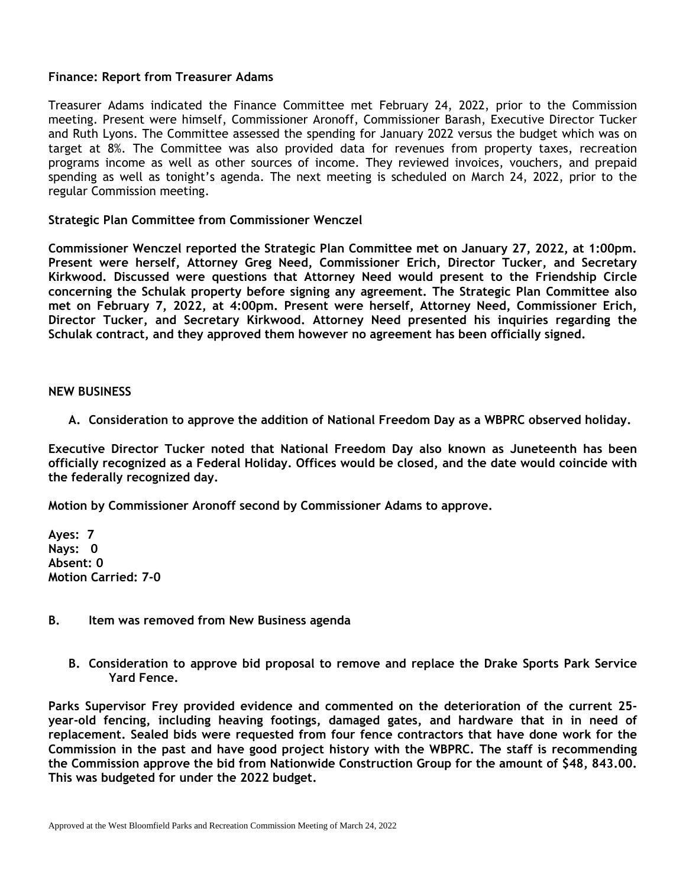**Finance: Report from Treasurer Adams**

Treasurer Adams indicated the Finance Committee met February 24, 2022, prior to the Commission meeting. Present were himself, Commissioner Aronoff, Commissioner Barash, Executive Director Tucker and Ruth Lyons. The Committee assessed the spending for January 2022 versus the budget which was on target at 8%. The Committee was also provided data for revenues from property taxes, recreation programs income as well as other sources of income. They reviewed invoices, vouchers, and prepaid spending as well as tonight's agenda. The next meeting is scheduled on March 24, 2022, prior to the regular Commission meeting.

**Strategic Plan Committee from Commissioner Wenczel**

**Commissioner Wenczel reported the Strategic Plan Committee met on January 27, 2022, at 1:00pm. Present were herself, Attorney Greg Need, Commissioner Erich, Director Tucker, and Secretary Kirkwood. Discussed were questions that Attorney Need would present to the Friendship Circle concerning the Schulak property before signing any agreement. The Strategic Plan Committee also met on February 7, 2022, at 4:00pm. Present were herself, Attorney Need, Commissioner Erich, Director Tucker, and Secretary Kirkwood. Attorney Need presented his inquiries regarding the Schulak contract, and they approved them however no agreement has been officially signed.**

**NEW BUSINESS**

**A. Consideration to approve the addition of National Freedom Day as a WBPRC observed holiday.**

**Executive Director Tucker noted that National Freedom Day also known as Juneteenth has been officially recognized as a Federal Holiday. Offices would be closed, and the date would coincide with the federally recognized day.**

**Motion by Commissioner Aronoff second by Commissioner Adams to approve.**

**Ayes: 7**
**Nays: 0**
**Absent: 0**
**Motion Carried: 7-0**

**B. Item was removed from New Business agenda**

**B. Consideration to approve bid proposal to remove and replace the Drake Sports Park Service Yard Fence.**

**Parks Supervisor Frey provided evidence and commented on the deterioration of the current 25-year-old fencing, including heaving footings, damaged gates, and hardware that in in need of replacement. Sealed bids were requested from four fence contractors that have done work for the Commission in the past and have good project history with the WBPRC. The staff is recommending the Commission approve the bid from Nationwide Construction Group for the amount of $48, 843.00. This was budgeted for under the 2022 budget.**

Approved at the West Bloomfield Parks and Recreation Commission Meeting of March 24, 2022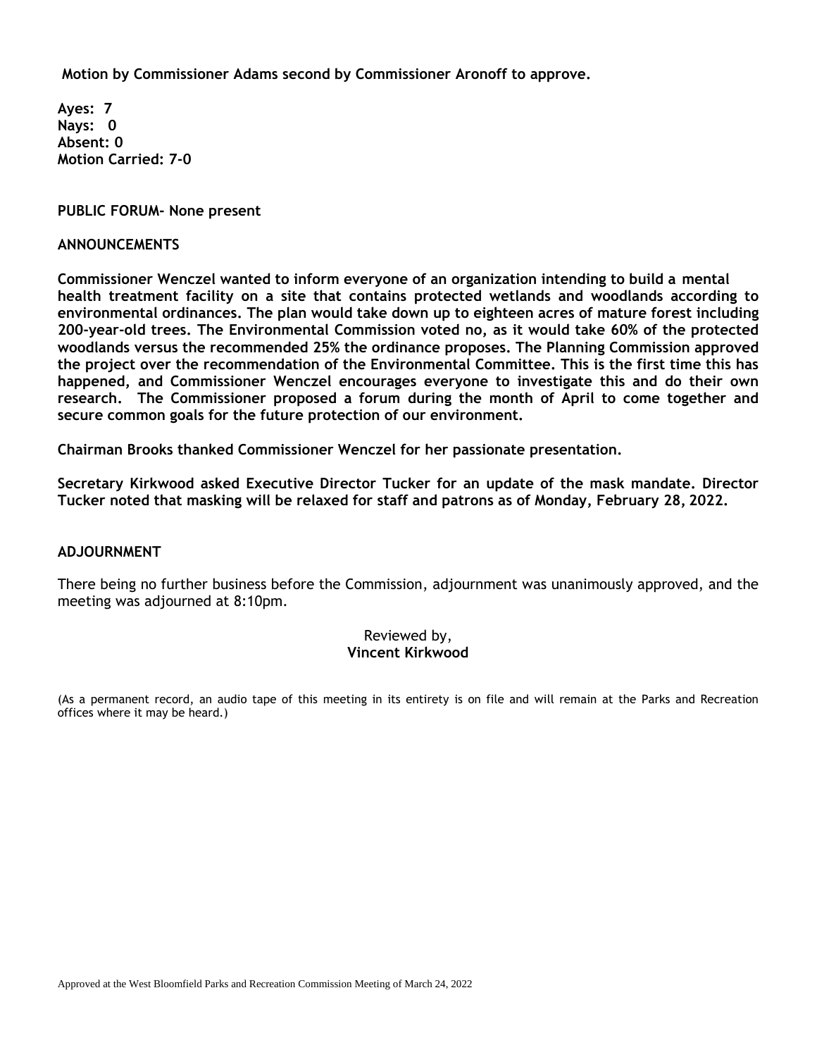**Motion by Commissioner Adams second by Commissioner Aronoff to approve.**

**Ayes: 7**
**Nays: 0**
**Absent: 0**
**Motion Carried: 7-0**

**PUBLIC FORUM- None present**

**ANNOUNCEMENTS**

**Commissioner Wenczel wanted to inform everyone of an organization intending to build a mental health treatment facility on a site that contains protected wetlands and woodlands according to environmental ordinances. The plan would take down up to eighteen acres of mature forest including 200-year-old trees. The Environmental Commission voted no, as it would take 60% of the protected woodlands versus the recommended 25% the ordinance proposes. The Planning Commission approved the project over the recommendation of the Environmental Committee. This is the first time this has happened, and Commissioner Wenczel encourages everyone to investigate this and do their own research. The Commissioner proposed a forum during the month of April to come together and secure common goals for the future protection of our environment.**

**Chairman Brooks thanked Commissioner Wenczel for her passionate presentation.**

**Secretary Kirkwood asked Executive Director Tucker for an update of the mask mandate. Director Tucker noted that masking will be relaxed for staff and patrons as of Monday, February 28, 2022.**

**ADJOURNMENT**

There being no further business before the Commission, adjournment was unanimously approved, and the meeting was adjourned at 8:10pm.

Reviewed by,
**Vincent Kirkwood**

(As a permanent record, an audio tape of this meeting in its entirety is on file and will remain at the Parks and Recreation offices where it may be heard.)

Approved at the West Bloomfield Parks and Recreation Commission Meeting of March 24, 2022